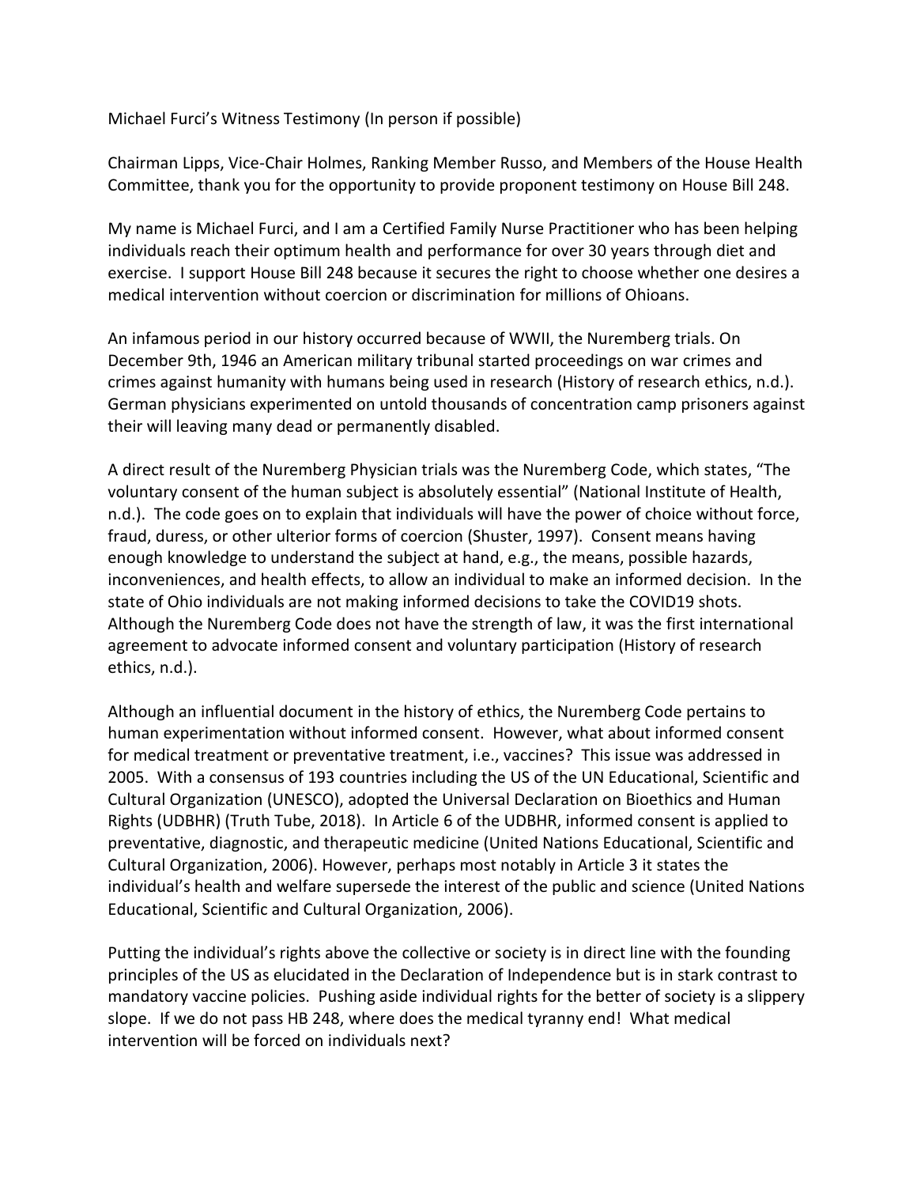Michael Furci's Witness Testimony (In person if possible)

Chairman Lipps, Vice-Chair Holmes, Ranking Member Russo, and Members of the House Health Committee, thank you for the opportunity to provide proponent testimony on House Bill 248.

My name is Michael Furci, and I am a Certified Family Nurse Practitioner who has been helping individuals reach their optimum health and performance for over 30 years through diet and exercise. I support House Bill 248 because it secures the right to choose whether one desires a medical intervention without coercion or discrimination for millions of Ohioans.

An infamous period in our history occurred because of WWII, the Nuremberg trials. On December 9th, 1946 an American military tribunal started proceedings on war crimes and crimes against humanity with humans being used in research (History of research ethics, n.d.). German physicians experimented on untold thousands of concentration camp prisoners against their will leaving many dead or permanently disabled.

A direct result of the Nuremberg Physician trials was the Nuremberg Code, which states, "The voluntary consent of the human subject is absolutely essential" (National Institute of Health, n.d.). The code goes on to explain that individuals will have the power of choice without force, fraud, duress, or other ulterior forms of coercion (Shuster, 1997). Consent means having enough knowledge to understand the subject at hand, e.g., the means, possible hazards, inconveniences, and health effects, to allow an individual to make an informed decision. In the state of Ohio individuals are not making informed decisions to take the COVID19 shots. Although the Nuremberg Code does not have the strength of law, it was the first international agreement to advocate informed consent and voluntary participation (History of research ethics, n.d.).

Although an influential document in the history of ethics, the Nuremberg Code pertains to human experimentation without informed consent. However, what about informed consent for medical treatment or preventative treatment, i.e., vaccines? This issue was addressed in 2005. With a consensus of 193 countries including the US of the UN Educational, Scientific and Cultural Organization (UNESCO), adopted the Universal Declaration on Bioethics and Human Rights (UDBHR) (Truth Tube, 2018). In Article 6 of the UDBHR, informed consent is applied to preventative, diagnostic, and therapeutic medicine (United Nations Educational, Scientific and Cultural Organization, 2006). However, perhaps most notably in Article 3 it states the individual's health and welfare supersede the interest of the public and science (United Nations Educational, Scientific and Cultural Organization, 2006).

Putting the individual's rights above the collective or society is in direct line with the founding principles of the US as elucidated in the Declaration of Independence but is in stark contrast to mandatory vaccine policies. Pushing aside individual rights for the better of society is a slippery slope. If we do not pass HB 248, where does the medical tyranny end! What medical intervention will be forced on individuals next?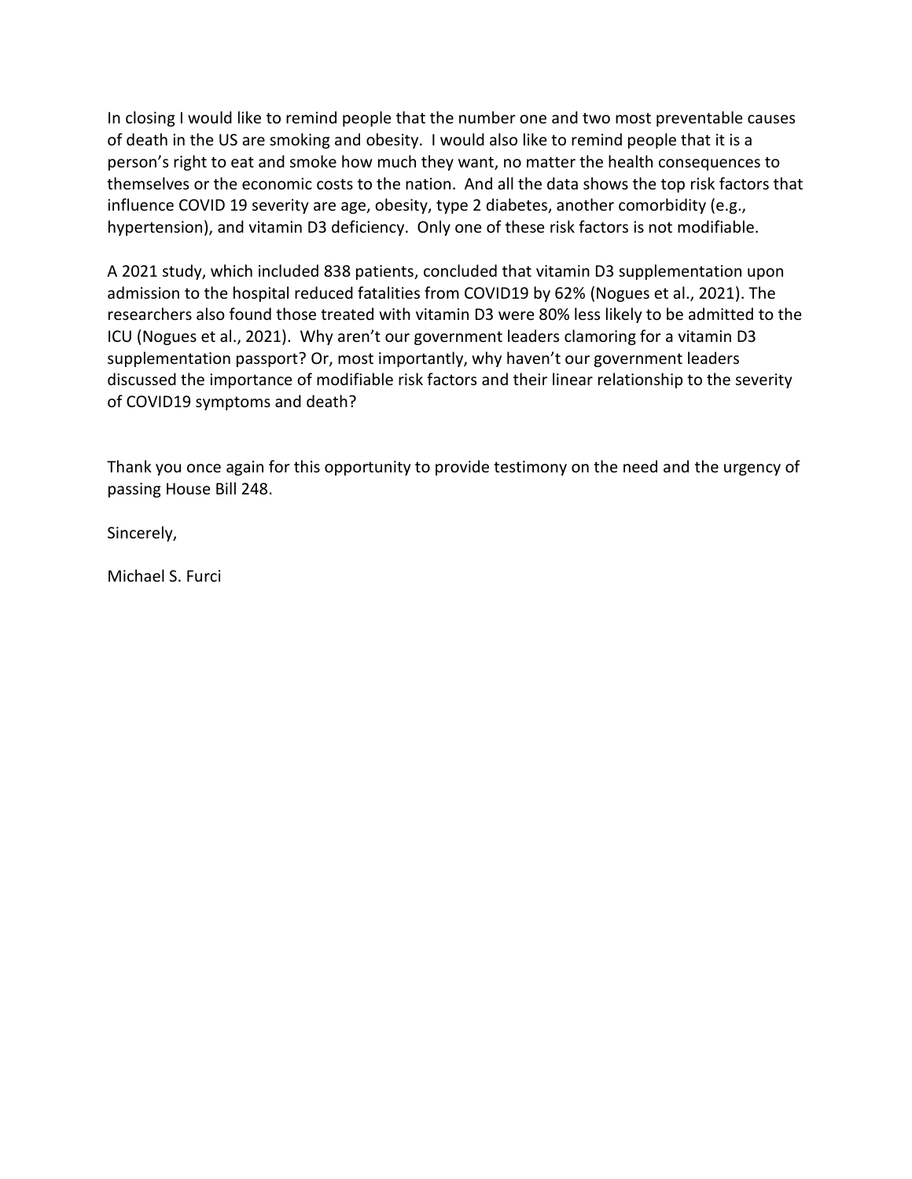In closing I would like to remind people that the number one and two most preventable causes of death in the US are smoking and obesity. I would also like to remind people that it is a person's right to eat and smoke how much they want, no matter the health consequences to themselves or the economic costs to the nation. And all the data shows the top risk factors that influence COVID 19 severity are age, obesity, type 2 diabetes, another comorbidity (e.g., hypertension), and vitamin D3 deficiency. Only one of these risk factors is not modifiable.

A 2021 study, which included 838 patients, concluded that vitamin D3 supplementation upon admission to the hospital reduced fatalities from COVID19 by 62% (Nogues et al., 2021). The researchers also found those treated with vitamin D3 were 80% less likely to be admitted to the ICU (Nogues et al., 2021). Why aren't our government leaders clamoring for a vitamin D3 supplementation passport? Or, most importantly, why haven't our government leaders discussed the importance of modifiable risk factors and their linear relationship to the severity of COVID19 symptoms and death?

Thank you once again for this opportunity to provide testimony on the need and the urgency of passing House Bill 248.

Sincerely,

Michael S. Furci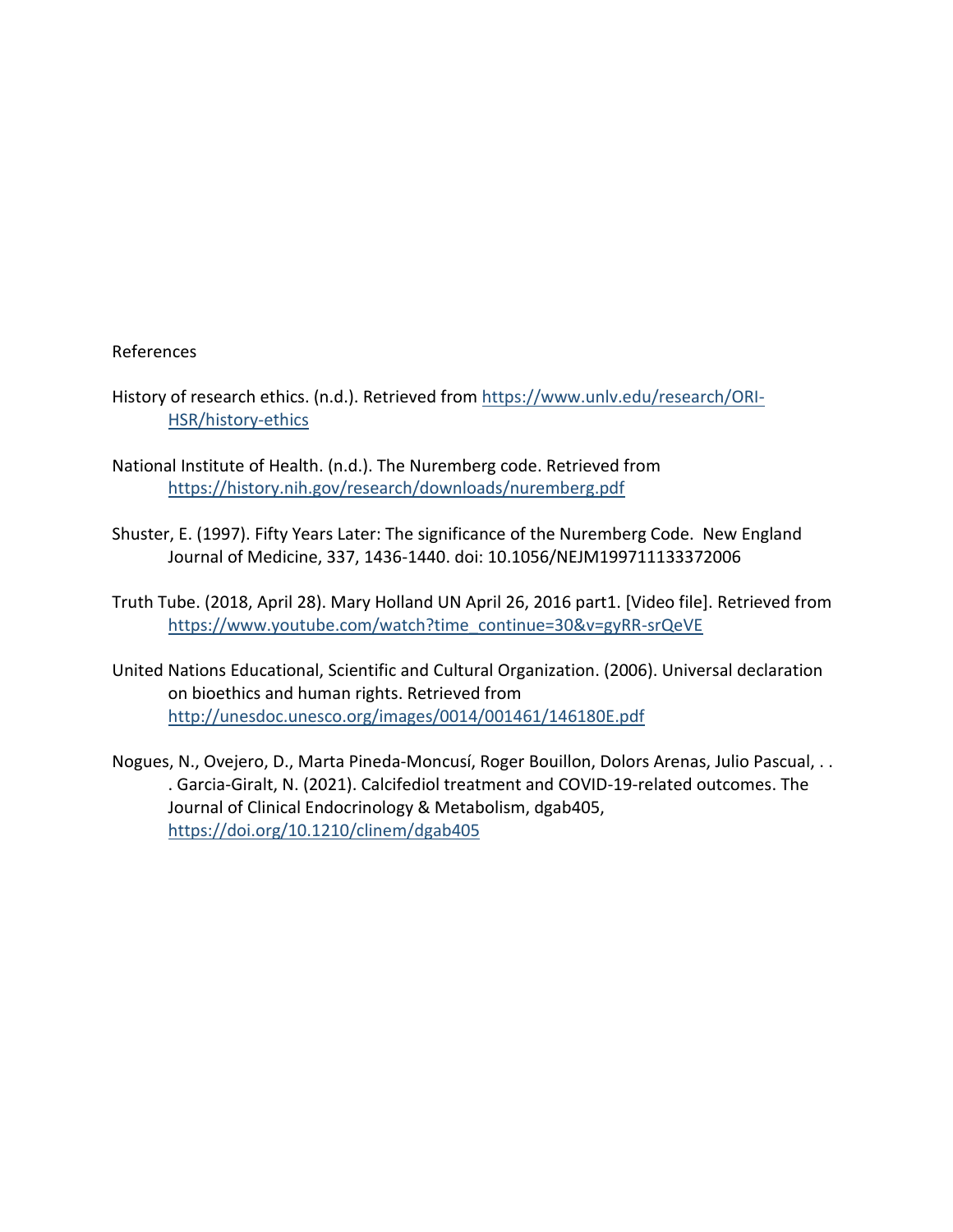References

History of research ethics. (n.d.). Retrieved from https://www.unlv.edu/research/ORI-HSR/history-ethics

National Institute of Health. (n.d.). The Nuremberg code. Retrieved from https://history.nih.gov/research/downloads/nuremberg.pdf

Shuster, E. (1997). Fifty Years Later: The significance of the Nuremberg Code. New England Journal of Medicine, 337, 1436-1440. doi: 10.1056/NEJM199711133372006

Truth Tube. (2018, April 28). Mary Holland UN April 26, 2016 part1. [Video file]. Retrieved from https://www.youtube.com/watch?time_continue=30&v=gyRR-srQeVE

United Nations Educational, Scientific and Cultural Organization. (2006). Universal declaration on bioethics and human rights. Retrieved from http://unesdoc.unesco.org/images/0014/001461/146180E.pdf

Nogues, N., Ovejero, D., Marta Pineda-Moncusí, Roger Bouillon, Dolors Arenas, Julio Pascual, . . . Garcia-Giralt, N. (2021). Calcifediol treatment and COVID-19-related outcomes. The Journal of Clinical Endocrinology & Metabolism, dgab405, https://doi.org/10.1210/clinem/dgab405